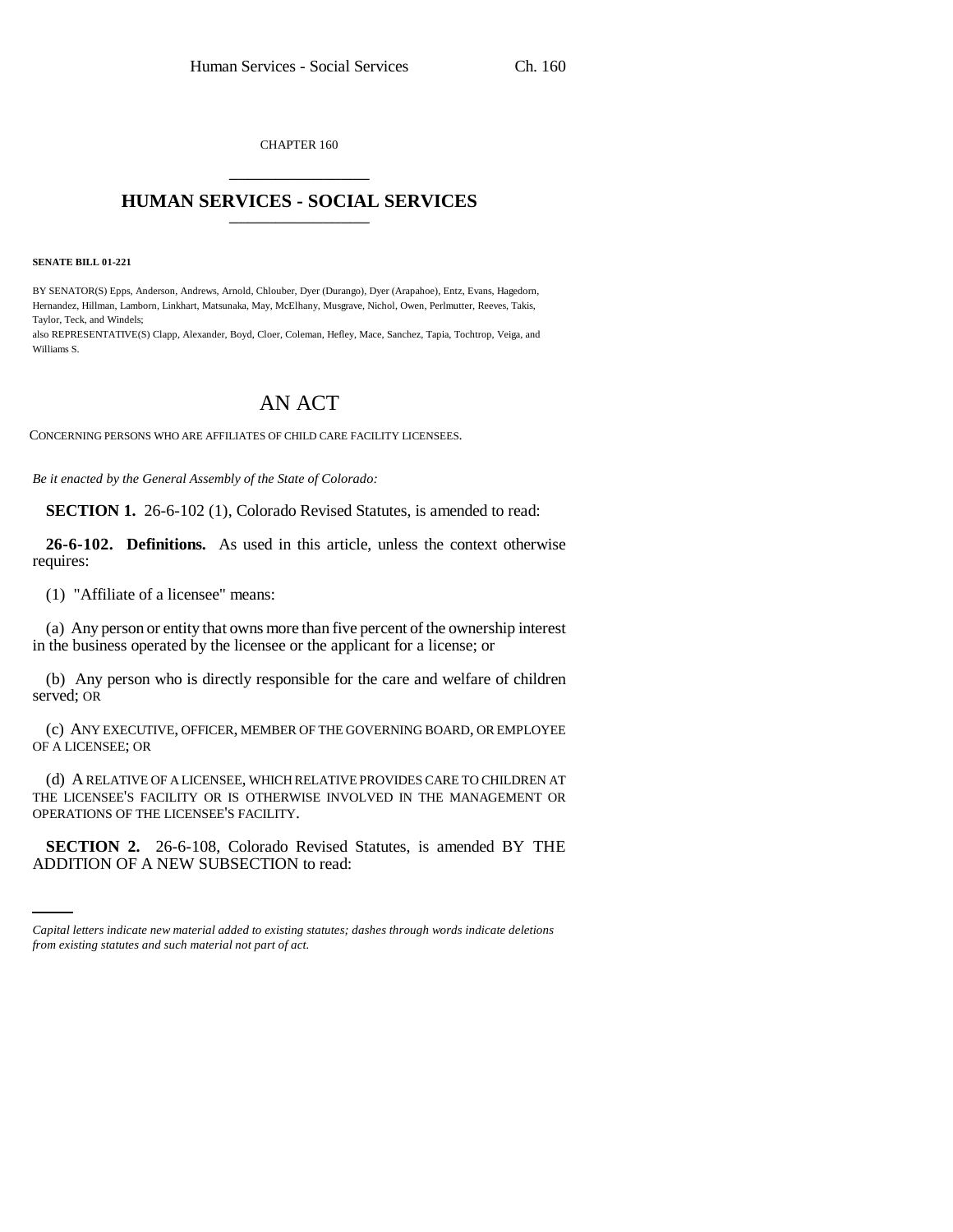CHAPTER 160

# HUMAN SERVICES - SOCIAL SERVICES

**SENATE BILL 01-221**

BY SENATOR(S) Epps, Anderson, Andrews, Arnold, Chlouber, Dyer (Durango), Dyer (Arapahoe), Entz, Evans, Hagedorn, Hernandez, Hillman, Lamborn, Linkhart, Matsunaka, May, McElhany, Musgrave, Nichol, Owen, Perlmutter, Reeves, Takis, Taylor, Teck, and Windels;
also REPRESENTATIVE(S) Clapp, Alexander, Boyd, Cloer, Coleman, Hefley, Mace, Sanchez, Tapia, Tochtrop, Veiga, and Williams S.

## AN ACT

CONCERNING PERSONS WHO ARE AFFILIATES OF CHILD CARE FACILITY LICENSEES.

*Be it enacted by the General Assembly of the State of Colorado:*

**SECTION 1.** 26-6-102 (1), Colorado Revised Statutes, is amended to read:

**26-6-102. Definitions.** As used in this article, unless the context otherwise requires:

(1) "Affiliate of a licensee" means:

(a) Any person or entity that owns more than five percent of the ownership interest in the business operated by the licensee or the applicant for a license; or

(b) Any person who is directly responsible for the care and welfare of children served; OR

(c) ANY EXECUTIVE, OFFICER, MEMBER OF THE GOVERNING BOARD, OR EMPLOYEE OF A LICENSEE; OR

(d) A RELATIVE OF A LICENSEE, WHICH RELATIVE PROVIDES CARE TO CHILDREN AT THE LICENSEE'S FACILITY OR IS OTHERWISE INVOLVED IN THE MANAGEMENT OR OPERATIONS OF THE LICENSEE'S FACILITY.

**SECTION 2.** 26-6-108, Colorado Revised Statutes, is amended BY THE ADDITION OF A NEW SUBSECTION to read:

*Capital letters indicate new material added to existing statutes; dashes through words indicate deletions from existing statutes and such material not part of act.*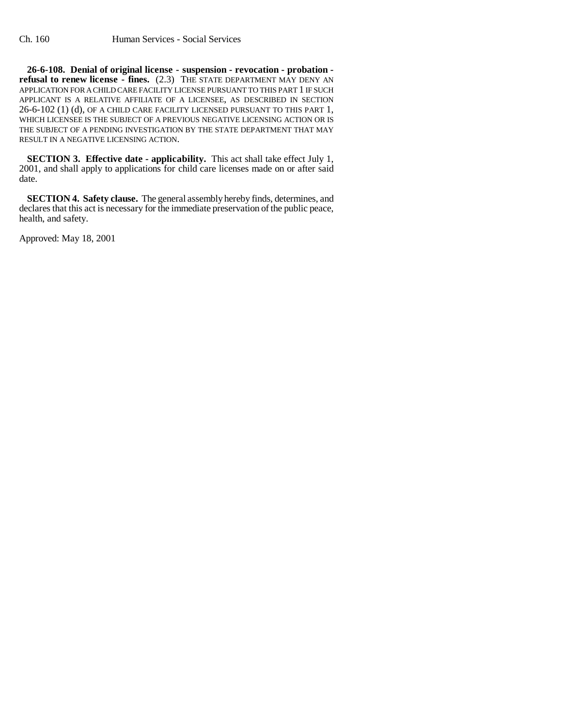**26-6-108. Denial of original license - suspension - revocation - probation - refusal to renew license - fines.** (2.3) THE STATE DEPARTMENT MAY DENY AN APPLICATION FOR A CHILD CARE FACILITY LICENSE PURSUANT TO THIS PART 1 IF SUCH APPLICANT IS A RELATIVE AFFILIATE OF A LICENSEE, AS DESCRIBED IN SECTION 26-6-102 (1) (d), OF A CHILD CARE FACILITY LICENSED PURSUANT TO THIS PART 1, WHICH LICENSEE IS THE SUBJECT OF A PREVIOUS NEGATIVE LICENSING ACTION OR IS THE SUBJECT OF A PENDING INVESTIGATION BY THE STATE DEPARTMENT THAT MAY RESULT IN A NEGATIVE LICENSING ACTION.

**SECTION 3. Effective date - applicability.** This act shall take effect July 1, 2001, and shall apply to applications for child care licenses made on or after said date.

**SECTION 4. Safety clause.** The general assembly hereby finds, determines, and declares that this act is necessary for the immediate preservation of the public peace, health, and safety.

Approved: May 18, 2001